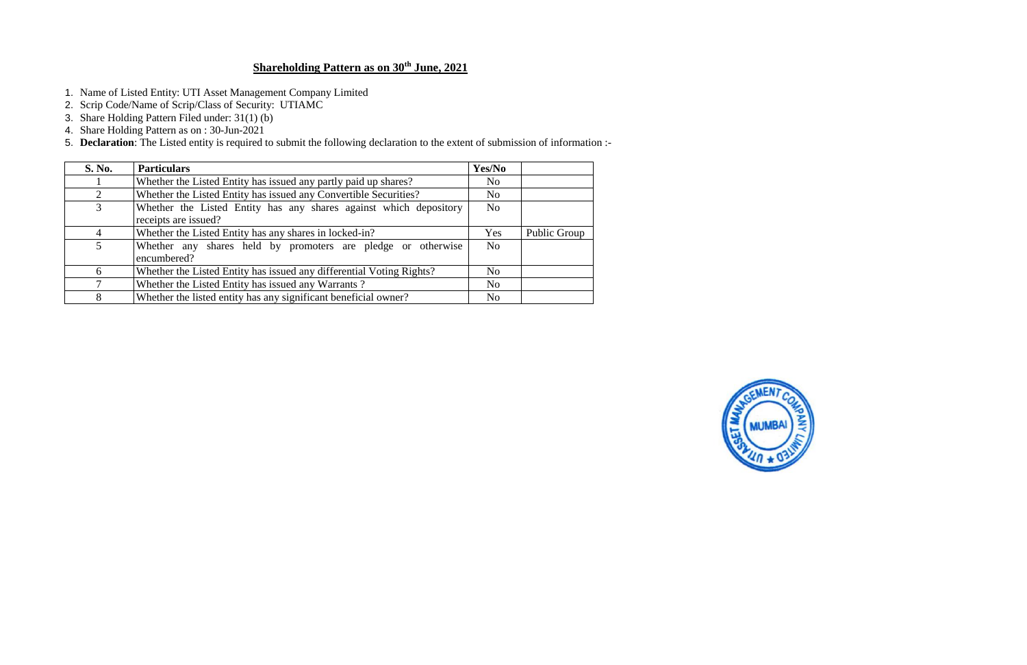## Shareholding Pattern as on 30th June, 2021

1. Name of Listed Entity: UTI Asset Management Company Limited
2. Scrip Code/Name of Scrip/Class of Security: UTIAMC
3. Share Holding Pattern Filed under: 31(1) (b)
4. Share Holding Pattern as on : 30-Jun-2021
5. **Declaration**: The Listed entity is required to submit the following declaration to the extent of submission of information :-

| S. No. | Particulars | Yes/No | |
|---|---|---|---|
| 1 | Whether the Listed Entity has issued any partly paid up shares? | No | |
| 2 | Whether the Listed Entity has issued any Convertible Securities? | No | |
| 3 | Whether the Listed Entity has any shares against which depository receipts are issued? | No | |
| 4 | Whether the Listed Entity has any shares in locked-in? | Yes | Public Group |
| 5 | Whether any shares held by promoters are pledge or otherwise encumbered? | No | |
| 6 | Whether the Listed Entity has issued any differential Voting Rights? | No | |
| 7 | Whether the Listed Entity has issued any Warrants ? | No | |
| 8 | Whether the listed entity has any significant beneficial owner? | No | |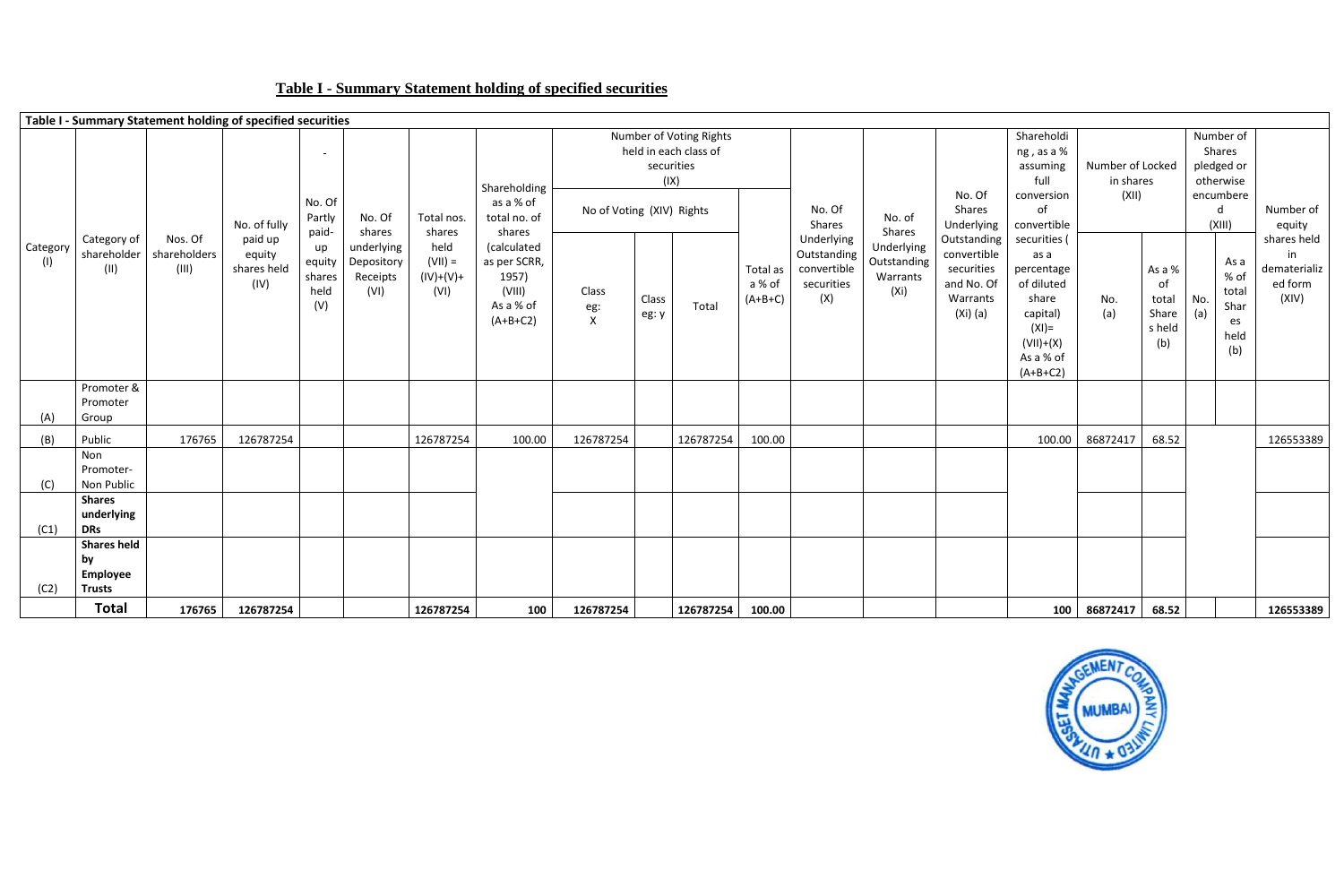## Table I - Summary Statement holding of specified securities

| Table I - Summary Statement holding of specified securities | | | | | | | | | | | | | | | | | | | | |
|---|---|---|---|---|---|---|---|---|---|---|---|---|---|---|---|---|---|---|---|---|
| Category (I) | Category of shareholder (II) | Nos. Of shareholders (III) | No. of fully paid up equity shares held (IV) | No. Of Partly paid-up equity shares held (V) | No. Of shares underlying Depository Receipts (VI) | Total nos. shares held (VII) = (IV)+(V)+ (VI) | Shareholding as a % of total no. of shares (calculated as per SCRR, 1957) (VIII) As a % of (A+B+C2) | Number of Voting Rights held in each class of securities (IX) | | | | No. Of Shares Underlying Outstanding convertible securities (X) | No. of Shares Underlying Outstanding Warrants (Xi) | No. Of Shares Underlying Outstanding convertible securities and No. Of Warrants (Xi) (a) | Shareholding, as a % assuming full conversion of convertible securities ( as a percentage of diluted share capital) (XI)= (VII)+(X) As a % of (A+B+C2) | Number of Locked in shares (XII) | | Number of Shares pledged or otherwise encumbered (XIII) | | Number of equity shares held in dematerialized form (XIV) |
| | | | | | | | | No of Voting (XIV) Rights | | | Total as a % of (A+B+C) | | | | | No. (a) | As a % of total Shares held (b) | No. (a) | As a % of total Shares held (b) | |
| | | | | | | | | Class eg: X | Class eg: y | Total | | | | | | | | | | |
| (A) | Promoter & Promoter Group | | | | | | | | | | | | | | | | | | | |
| (B) | Public | 176765 | 126787254 | | | 126787254 | 100.00 | 126787254 | | 126787254 | 100.00 | | | | 100.00 | 86872417 | 68.52 | | | 126553389 |
| (C) | Non Promoter- Non Public | | | | | | | | | | | | | | | | | | | |
| (C1) | **Shares underlying DRs** | | | | | | | | | | | | | | | | | | | |
| (C2) | **Shares held by Employee Trusts** | | | | | | | | | | | | | | | | | | | |
| | **Total** | **176765** | **126787254** | | | **126787254** | **100** | **126787254** | | **126787254** | **100.00** | | | | **100** | **86872417** | **68.52** | | | **126553389** |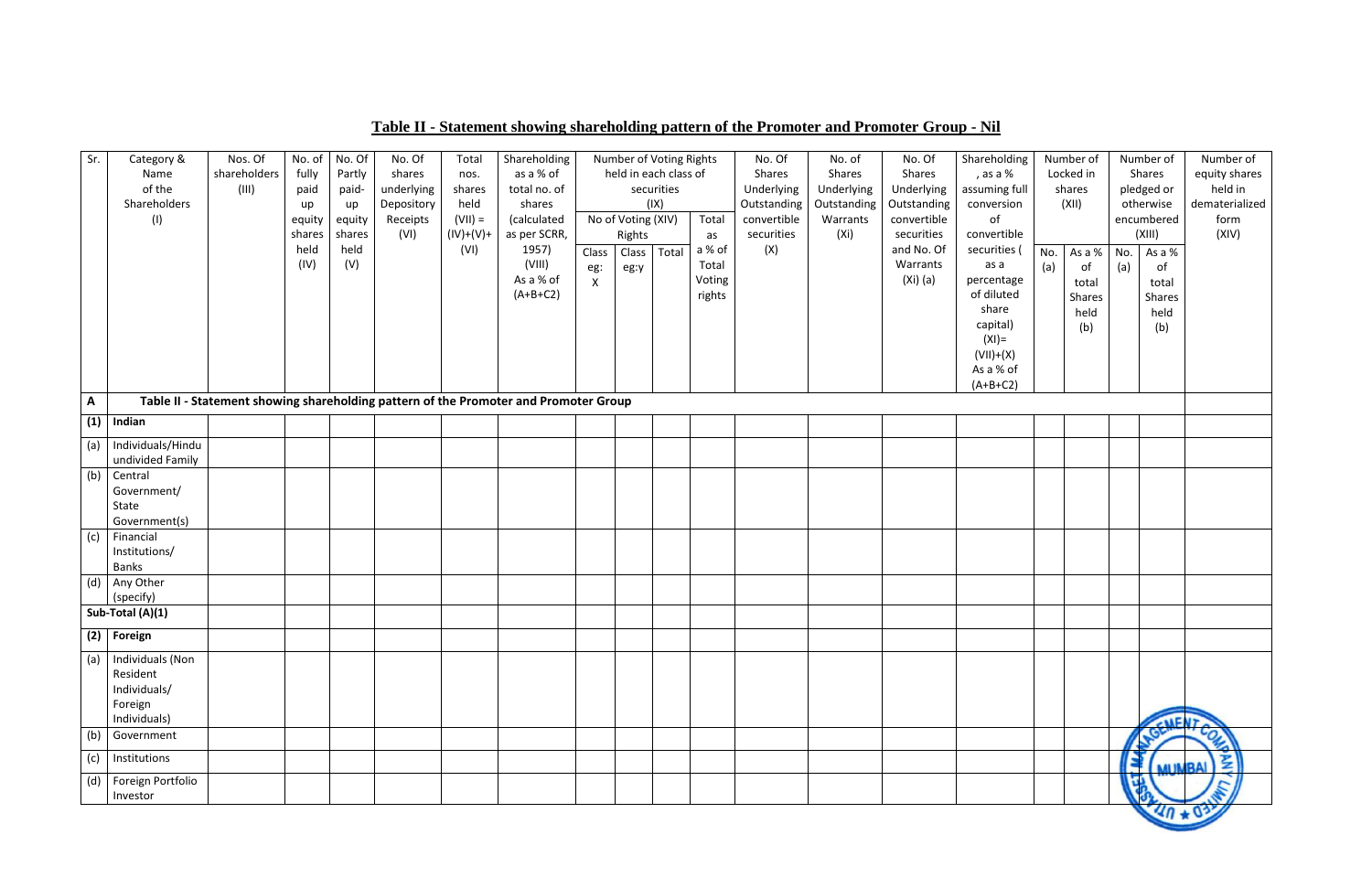## Table II - Statement showing shareholding pattern of the Promoter and Promoter Group - Nil

| Sr. | Category & Name of the Shareholders (I) | Nos. Of shareholders (III) | No. of fully paid up equity shares held (IV) | No. Of Partly paid-up equity shares held (V) | No. Of shares underlying Depository Receipts (VI) | Total nos. shares held (VII) = (IV)+(V)+ (VI) | Shareholding as a % of total no. of shares (calculated as per SCRR, 1957) (VIII) As a % of (A+B+C2) | Number of Voting Rights held in each class of securities (IX) | | | | No. Of Shares Underlying Outstanding convertible securities (X) | No. of Shares Underlying Outstanding Warrants (Xi) | No. Of Shares Underlying Outstanding convertible securities and No. Of Warrants (Xi) (a) | Shareholding , as a % assuming full conversion of convertible securities ( as a percentage of diluted share capital) (XI)= (VII)+(X) As a % of (A+B+C2) | Number of Locked in shares (XII) | | Number of Shares pledged or otherwise encumbered (XIII) | | Number of equity shares held in dematerialized form (XIV) |
|---|---|---|---|---|---|---|---|---|---|---|---|---|---|---|---|---|---|---|---|---|
| | | | | | | | | No of Voting (XIV) Rights | | | Total as a % of Total Voting rights | | | | | | | | | |
| | | | | | | | | Class eg: X | Class eg:y | Total | | | | | | No. (a) | As a % of total Shares held (b) | No. (a) | As a % of total Shares held (b) | |
| **A** | **Table II - Statement showing shareholding pattern of the Promoter and Promoter Group** | | | | | | | | | | | | | | | | | | | |
| **(1)** | **Indian** | | | | | | | | | | | | | | | | | | | |
| (a) | Individuals/Hindu undivided Family | | | | | | | | | | | | | | | | | | | |
| (b) | Central Government/ State Government(s) | | | | | | | | | | | | | | | | | | | |
| (c) | Financial Institutions/ Banks | | | | | | | | | | | | | | | | | | | |
| (d) | Any Other (specify) | | | | | | | | | | | | | | | | | | | |
| | **Sub-Total (A)(1)** | | | | | | | | | | | | | | | | | | | |
| **(2)** | **Foreign** | | | | | | | | | | | | | | | | | | | |
| (a) | Individuals (Non Resident Individuals/ Foreign Individuals) | | | | | | | | | | | | | | | | | | | |
| (b) | Government | | | | | | | | | | | | | | | | | | | |
| (c) | Institutions | | | | | | | | | | | | | | | | | | | |
| (d) | Foreign Portfolio Investor | | | | | | | | | | | | | | | | | | | |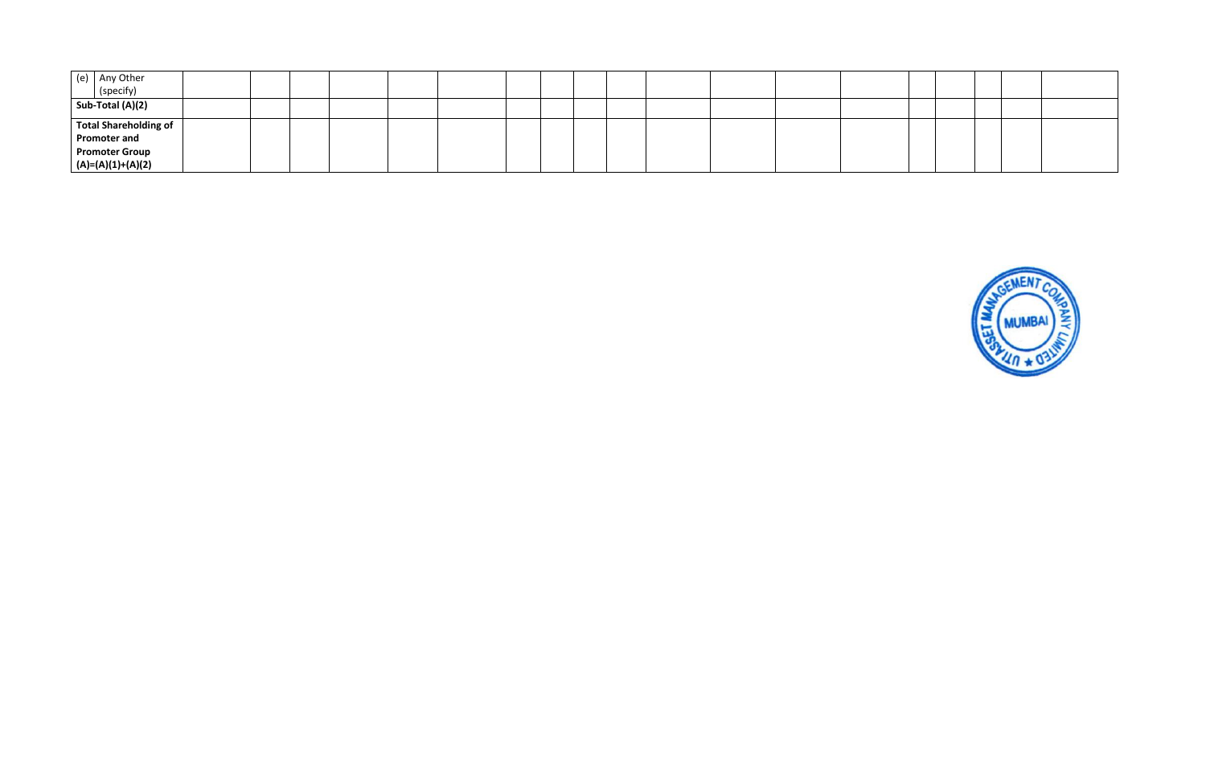| (e) Any Other (specify) | | | | | | | | | | | | | | | | | | | |
|---|---|---|---|---|---|---|---|---|---|---|---|---|---|---|---|---|---|---|---|
| **Sub-Total (A)(2)** | | | | | | | | | | | | | | | | | | | |
| **Total Shareholding of Promoter and Promoter Group (A)=(A)(1)+(A)(2)** | | | | | | | | | | | | | | | | | | | |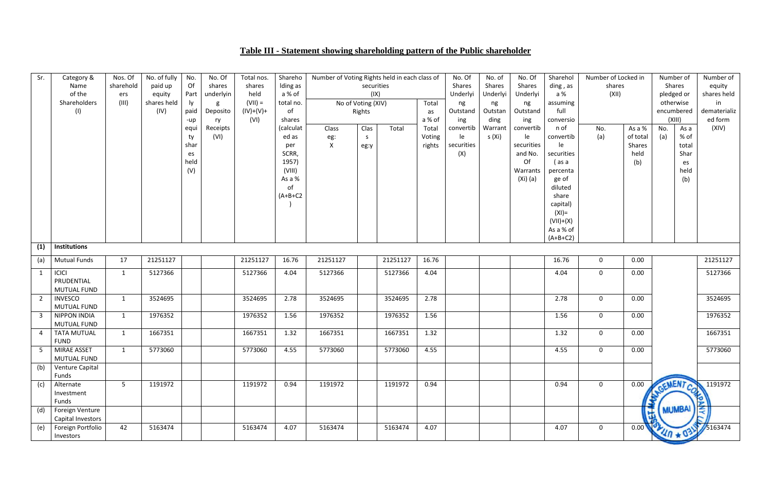# Table III - Statement showing shareholding pattern of the Public shareholder

| Sr. | Category & Name of the Shareholders (I) | Nos. Of shareholders (III) | No. of fully paid up equity shares held (IV) | No. Of Partly paid-up equity shares held (V) | No. Of shares underlying Depository Receipts (VI) | Total nos. shares held (VII) = (IV)+(V)+ (VI) | Shareholding as a % of total no. shares (calculated as per SCRR, 1957) (VIII) As a % of (A+B+C2) | Number of Voting Rights held in each class of securities (IX) | | | | No. Of Shares Underlying Outstanding convertible securities (X) | No. of Shares Underlying Outstanding Warrants (Xi) | No. Of Shares Underlying Outstanding convertible securities and No. Of Warrants (Xi) (a) | Shareholding , as a % assuming full conversion of convertible securities ( as a percentage of diluted share capital) (XI)= (VII)+(X) As a % of (A+B+C2) | Number of Locked in shares (XII) | | Number of Shares pledged or otherwise encumbered (XIII) | | Number of equity shares held in dematerialized form (XIV) |
|---|---|---|---|---|---|---|---|---|---|---|---|---|---|---|---|---|---|---|---|---|
| | | | | | | | | No of Voting (XIV) Rights | | | Total as a % of Total Voting rights | | | | | | | | | |
| | | | | | | | | Class eg: X | Class eg:y | Total | | | | | | No. (a) | As a % of total Shares held (b) | No. (a) | As a % of total Shares held (b) | |
| (1) | Institutions | | | | | | | | | | | | | | | | | | | |
| (a) | Mutual Funds | 17 | 21251127 | | | 21251127 | 16.76 | 21251127 | | 21251127 | 16.76 | | | | 16.76 | 0 | 0.00 | | | 21251127 |
| 1 | ICICI PRUDENTIAL MUTUAL FUND | 1 | 5127366 | | | 5127366 | 4.04 | 5127366 | | 5127366 | 4.04 | | | | 4.04 | 0 | 0.00 | | | 5127366 |
| 2 | INVESCO MUTUAL FUND | 1 | 3524695 | | | 3524695 | 2.78 | 3524695 | | 3524695 | 2.78 | | | | 2.78 | 0 | 0.00 | | | 3524695 |
| 3 | NIPPON INDIA MUTUAL FUND | 1 | 1976352 | | | 1976352 | 1.56 | 1976352 | | 1976352 | 1.56 | | | | 1.56 | 0 | 0.00 | | | 1976352 |
| 4 | TATA MUTUAL FUND | 1 | 1667351 | | | 1667351 | 1.32 | 1667351 | | 1667351 | 1.32 | | | | 1.32 | 0 | 0.00 | | | 1667351 |
| 5 | MIRAE ASSET MUTUAL FUND | 1 | 5773060 | | | 5773060 | 4.55 | 5773060 | | 5773060 | 4.55 | | | | 4.55 | 0 | 0.00 | | | 5773060 |
| (b) | Venture Capital Funds | | | | | | | | | | | | | | | | | | | |
| (c) | Alternate Investment Funds | 5 | 1191972 | | | 1191972 | 0.94 | 1191972 | | 1191972 | 0.94 | | | | 0.94 | 0 | 0.00 | | | 1191972 |
| (d) | Foreign Venture Capital Investors | | | | | | | | | | | | | | | | | | | |
| (e) | Foreign Portfolio Investors | 42 | 5163474 | | | 5163474 | 4.07 | 5163474 | | 5163474 | 4.07 | | | | 4.07 | 0 | 0.00 | | | 5163474 |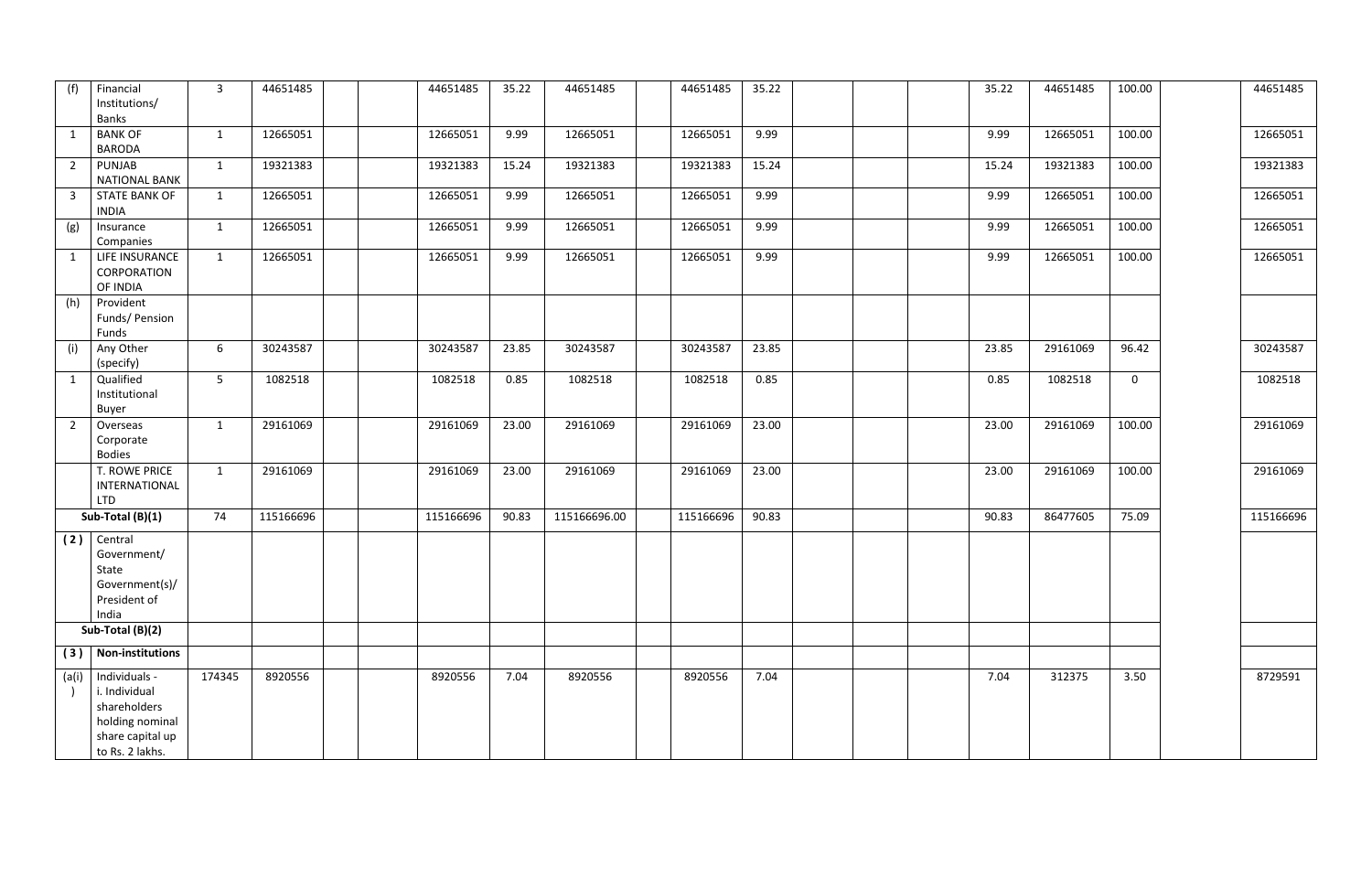| | | | | | | | | | | | | | | | | | | | |
|---|---|---|---|---|---|---|---|---|---|---|---|---|---|---|---|---|---|---|---|
| (f) | Financial Institutions/ Banks | 3 | 44651485 | | | 44651485 | 35.22 | 44651485 | | 44651485 | 35.22 | | | | 35.22 | 44651485 | 100.00 | | 44651485 |
| 1 | BANK OF BARODA | 1 | 12665051 | | | 12665051 | 9.99 | 12665051 | | 12665051 | 9.99 | | | | 9.99 | 12665051 | 100.00 | | 12665051 |
| 2 | PUNJAB NATIONAL BANK | 1 | 19321383 | | | 19321383 | 15.24 | 19321383 | | 19321383 | 15.24 | | | | 15.24 | 19321383 | 100.00 | | 19321383 |
| 3 | STATE BANK OF INDIA | 1 | 12665051 | | | 12665051 | 9.99 | 12665051 | | 12665051 | 9.99 | | | | 9.99 | 12665051 | 100.00 | | 12665051 |
| (g) | Insurance Companies | 1 | 12665051 | | | 12665051 | 9.99 | 12665051 | | 12665051 | 9.99 | | | | 9.99 | 12665051 | 100.00 | | 12665051 |
| 1 | LIFE INSURANCE CORPORATION OF INDIA | 1 | 12665051 | | | 12665051 | 9.99 | 12665051 | | 12665051 | 9.99 | | | | 9.99 | 12665051 | 100.00 | | 12665051 |
| (h) | Provident Funds/ Pension Funds | | | | | | | | | | | | | | | | | | |
| (i) | Any Other (specify) | 6 | 30243587 | | | 30243587 | 23.85 | 30243587 | | 30243587 | 23.85 | | | | 23.85 | 29161069 | 96.42 | | 30243587 |
| 1 | Qualified Institutional Buyer | 5 | 1082518 | | | 1082518 | 0.85 | 1082518 | | 1082518 | 0.85 | | | | 0.85 | 1082518 | 0 | | 1082518 |
| 2 | Overseas Corporate Bodies | 1 | 29161069 | | | 29161069 | 23.00 | 29161069 | | 29161069 | 23.00 | | | | 23.00 | 29161069 | 100.00 | | 29161069 |
| | T. ROWE PRICE INTERNATIONAL LTD | 1 | 29161069 | | | 29161069 | 23.00 | 29161069 | | 29161069 | 23.00 | | | | 23.00 | 29161069 | 100.00 | | 29161069 |
| **Sub-Total (B)(1)** | | 74 | 115166696 | | | 115166696 | 90.83 | 115166696.00 | | 115166696 | 90.83 | | | | 90.83 | 86477605 | 75.09 | | 115166696 |
| **(2)** | Central Government/ State Government(s)/ President of India | | | | | | | | | | | | | | | | | | |
| **Sub-Total (B)(2)** | | | | | | | | | | | | | | | | | | | |
| **(3)** | **Non-institutions** | | | | | | | | | | | | | | | | | | |
| (a(i)) | Individuals - i. Individual shareholders holding nominal share capital up to Rs. 2 lakhs. | 174345 | 8920556 | | | 8920556 | 7.04 | 8920556 | | 8920556 | 7.04 | | | | 7.04 | 312375 | 3.50 | | 8729591 |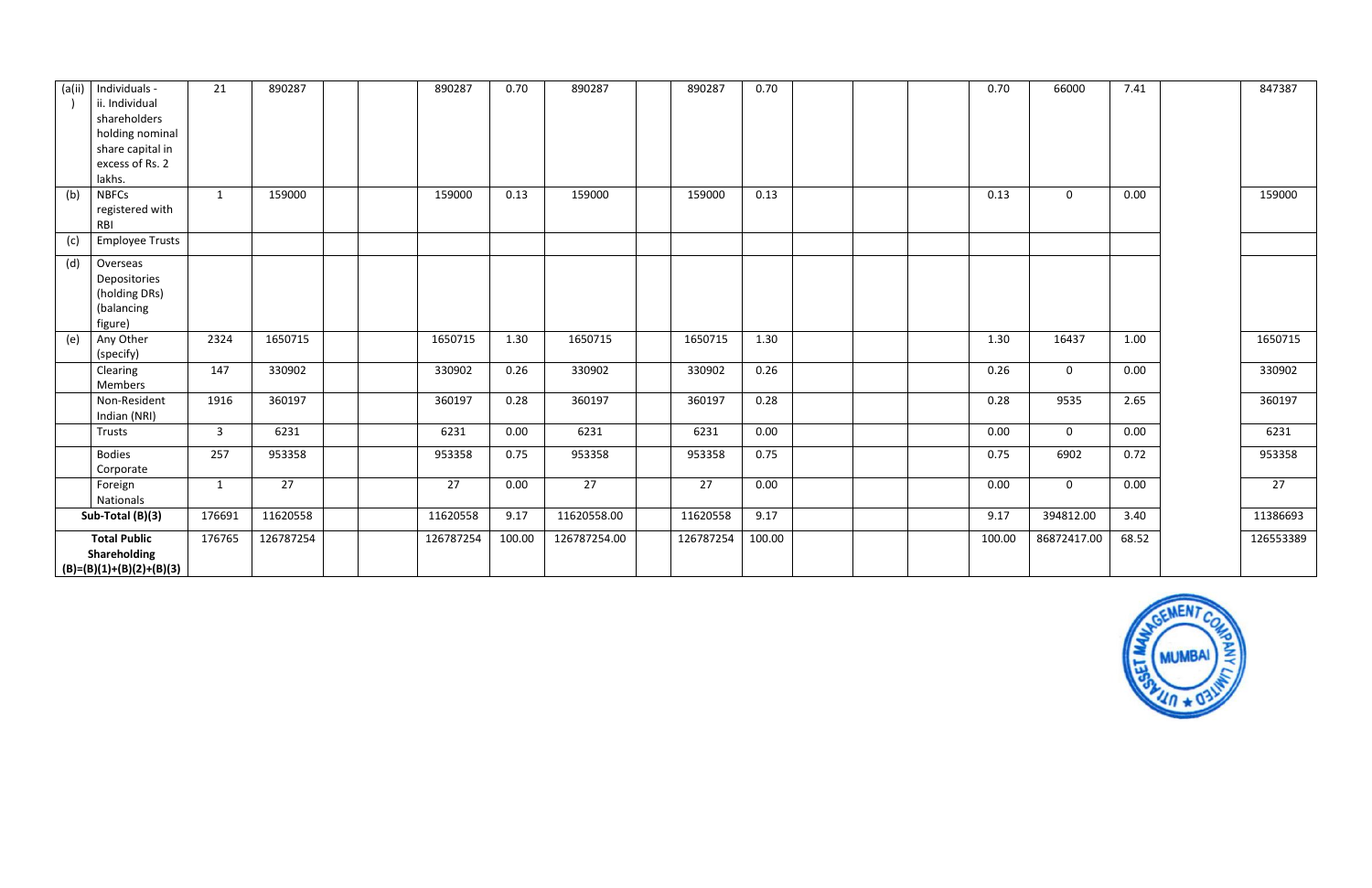| | | | | | | | | | | | | | | | | | | | |
|---|---|---|---|---|---|---|---|---|---|---|---|---|---|---|---|---|---|---|---|
| (a(ii)) | Individuals - ii. Individual shareholders holding nominal share capital in excess of Rs. 2 lakhs. | 21 | 890287 | | | 890287 | 0.70 | 890287 | | 890287 | 0.70 | | | | 0.70 | 66000 | 7.41 | | 847387 |
| (b) | NBFCs registered with RBI | 1 | 159000 | | | 159000 | 0.13 | 159000 | | 159000 | 0.13 | | | | 0.13 | 0 | 0.00 | | 159000 |
| (c) | Employee Trusts | | | | | | | | | | | | | | | | | | |
| (d) | Overseas Depositories (holding DRs) (balancing figure) | | | | | | | | | | | | | | | | | | |
| (e) | Any Other (specify) | 2324 | 1650715 | | | 1650715 | 1.30 | 1650715 | | 1650715 | 1.30 | | | | 1.30 | 16437 | 1.00 | | 1650715 |
| | Clearing Members | 147 | 330902 | | | 330902 | 0.26 | 330902 | | 330902 | 0.26 | | | | 0.26 | 0 | 0.00 | | 330902 |
| | Non-Resident Indian (NRI) | 1916 | 360197 | | | 360197 | 0.28 | 360197 | | 360197 | 0.28 | | | | 0.28 | 9535 | 2.65 | | 360197 |
| | Trusts | 3 | 6231 | | | 6231 | 0.00 | 6231 | | 6231 | 0.00 | | | | 0.00 | 0 | 0.00 | | 6231 |
| | Bodies Corporate | 257 | 953358 | | | 953358 | 0.75 | 953358 | | 953358 | 0.75 | | | | 0.75 | 6902 | 0.72 | | 953358 |
| | Foreign Nationals | 1 | 27 | | | 27 | 0.00 | 27 | | 27 | 0.00 | | | | 0.00 | 0 | 0.00 | | 27 |
| **Sub-Total (B)(3)** | | 176691 | 11620558 | | | 11620558 | 9.17 | 11620558.00 | | 11620558 | 9.17 | | | | 9.17 | 394812.00 | 3.40 | | 11386693 |
| **Total Public Shareholding (B)=(B)(1)+(B)(2)+(B)(3)** | | 176765 | 126787254 | | | 126787254 | 100.00 | 126787254.00 | | 126787254 | 100.00 | | | | 100.00 | 86872417.00 | 68.52 | | 126553389 |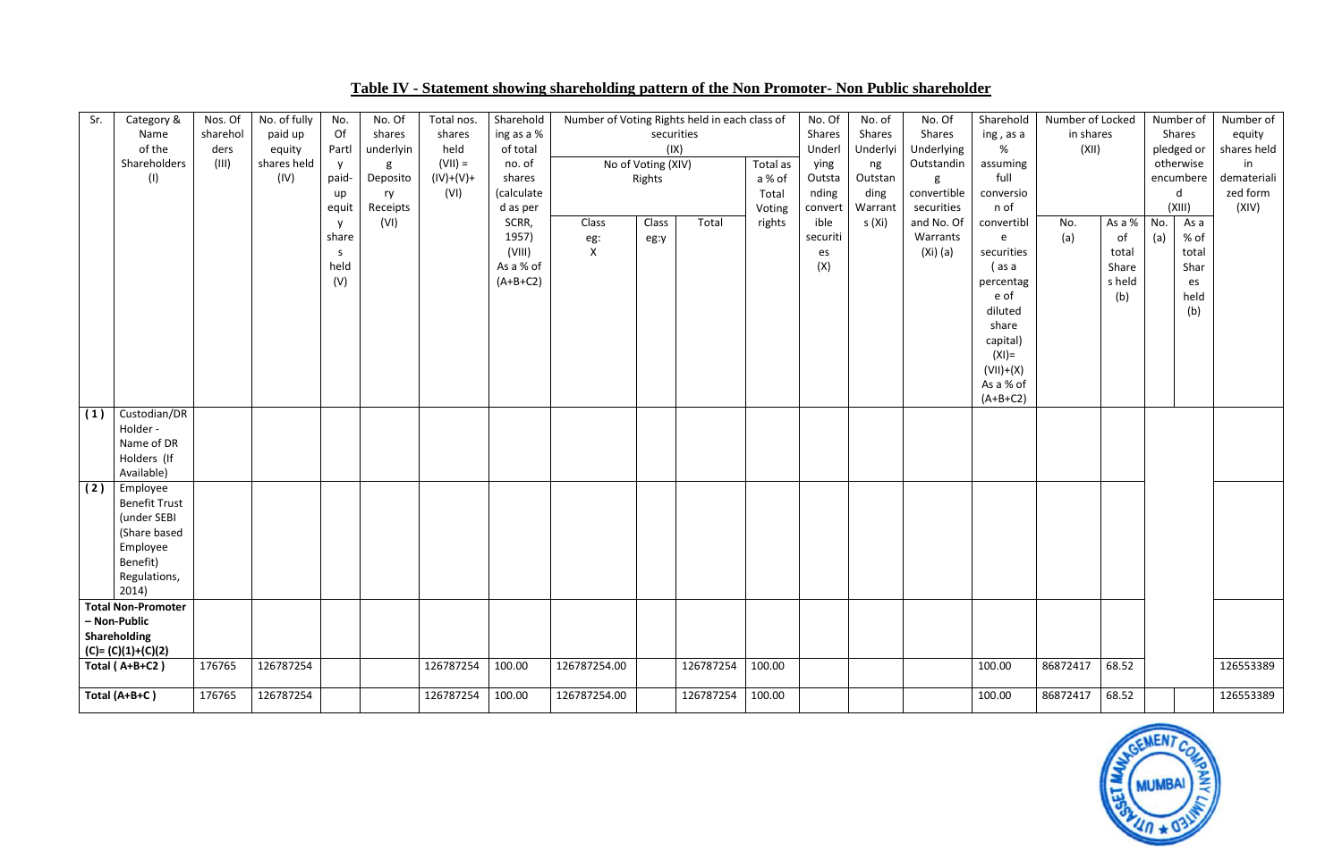## Table IV - Statement showing shareholding pattern of the Non Promoter- Non Public shareholder

| Sr. | Category & Name of the Shareholders (I) | Nos. Of shareholders (III) | No. of fully paid up equity shares held (IV) | No. Of Partly paid-up equity shares held (V) | No. Of shares underlying Depository Receipts (VI) | Total nos. shares held (VII) = (IV)+(V)+ (VI) | Shareholding as a % of total no. of shares (calculated as per SCRR, 1957) (VIII) As a % of (A+B+C2) | Number of Voting Rights held in each class of securities (IX) | | | | No. Of Shares Underlying Outstanding convertible securities (X) | No. of Shares Underlying Outstanding Warrants (Xi) | No. Of Shares Underlying Outstanding convertible securities and No. Of Warrants (Xi) (a) | Shareholding , as a % assuming full conversion of convertible securities ( as a percentage of diluted share capital) (XI)= (VII)+(X) As a % of (A+B+C2) | Number of Locked in shares (XII) | | Number of Shares pledged or otherwise encumbered (XIII) | | Number of equity shares held in dematerialized form (XIV) |
|---|---|---|---|---|---|---|---|---|---|---|---|---|---|---|---|---|---|---|---|---|
| | | | | | | | | No of Voting (XIV) Rights | | | Total as a % of Total Voting rights | | | | | | | | | |
| | | | | | | | | Class eg: X | Class eg:y | Total | | | | | | No. (a) | As a % of total Shares held (b) | No. (a) | As a % of total Shares held (b) | |
| (1) | Custodian/DR Holder - Name of DR Holders (If Available) | | | | | | | | | | | | | | | | | | | |
| (2) | Employee Benefit Trust (under SEBI (Share based Employee Benefit) Regulations, 2014) | | | | | | | | | | | | | | | | | | | |
| | **Total Non-Promoter – Non-Public Shareholding (C)= (C)(1)+(C)(2)** | | | | | | | | | | | | | | | | | | | |
| | **Total ( A+B+C2 )** | 176765 | 126787254 | | | 126787254 | 100.00 | 126787254.00 | | 126787254 | 100.00 | | | | 100.00 | 86872417 | 68.52 | | | 126553389 |
| | **Total (A+B+C )** | 176765 | 126787254 | | | 126787254 | 100.00 | 126787254.00 | | 126787254 | 100.00 | | | | 100.00 | 86872417 | 68.52 | | | 126553389 |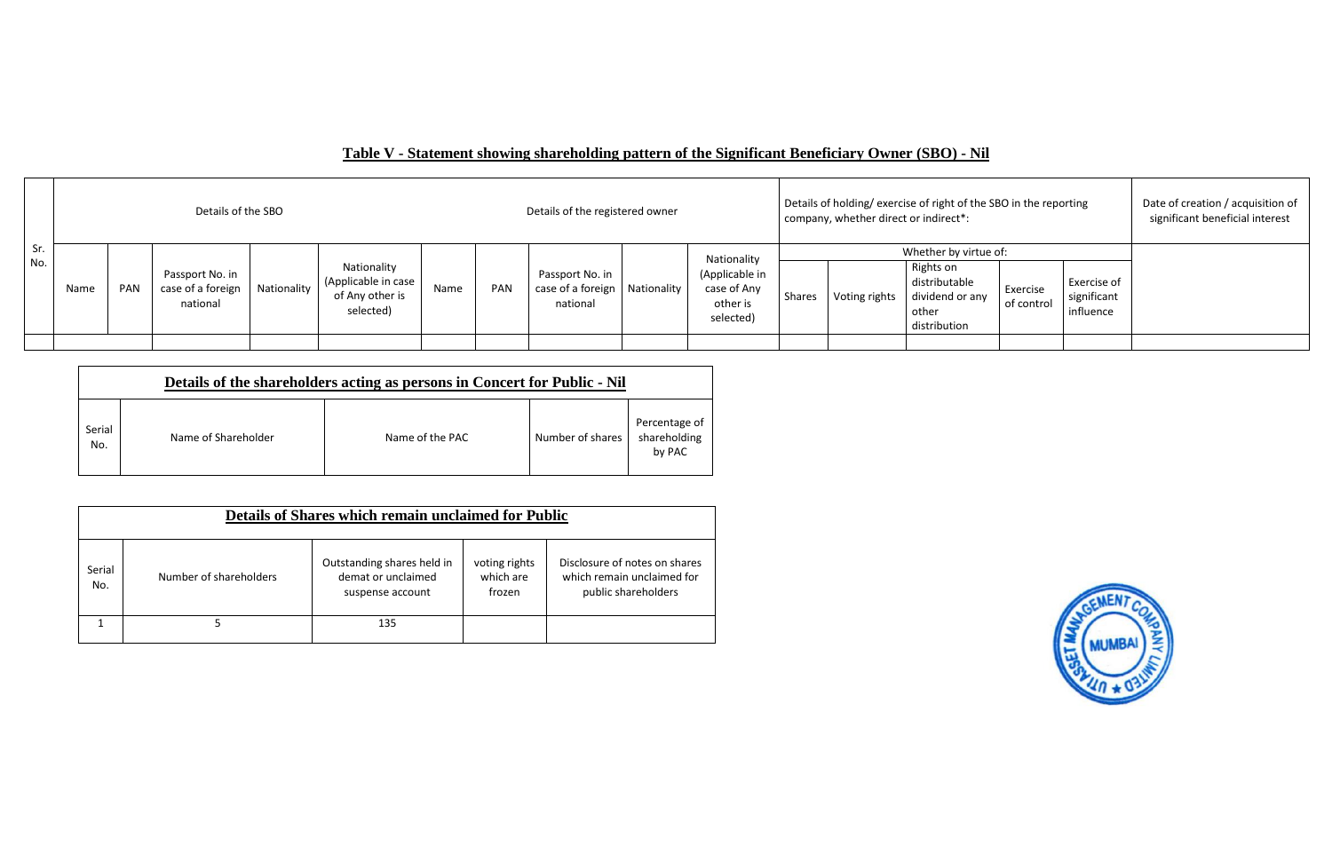### Table V - Statement showing shareholding pattern of the Significant Beneficiary Owner (SBO) - Nil

| Sr. No. | Details of the SBO | | | | | Details of the registered owner | | | | | Details of holding/ exercise of right of the SBO in the reporting company, whether direct or indirect*: | | | | | Date of creation / acquisition of significant beneficial interest |
|---|---|---|---|---|---|---|---|---|---|---|---|---|---|---|---|---|
| | | | | | | | | | | | Whether by virtue of: | | | | | |
| | Name | PAN | Passport No. in case of a foreign national | Nationality | Nationality (Applicable in case of Any other is selected) | Name | PAN | Passport No. in case of a foreign national | Nationality | Nationality (Applicable in case of Any other is selected) | Shares | Voting rights | Rights on distributable dividend or any other distribution | Exercise of control | Exercise of significant influence | |
| | | | | | | | | | | | | | | | | |

### Details of the shareholders acting as persons in Concert for Public - Nil

| Serial No. | Name of Shareholder | Name of the PAC | Number of shares | Percentage of shareholding by PAC |
|---|---|---|---|---|

### Details of Shares which remain unclaimed for Public

| Serial No. | Number of shareholders | Outstanding shares held in demat or unclaimed suspense account | voting rights which are frozen | Disclosure of notes on shares which remain unclaimed for public shareholders |
|---|---|---|---|---|
| 1 | 5 | 135 | | |